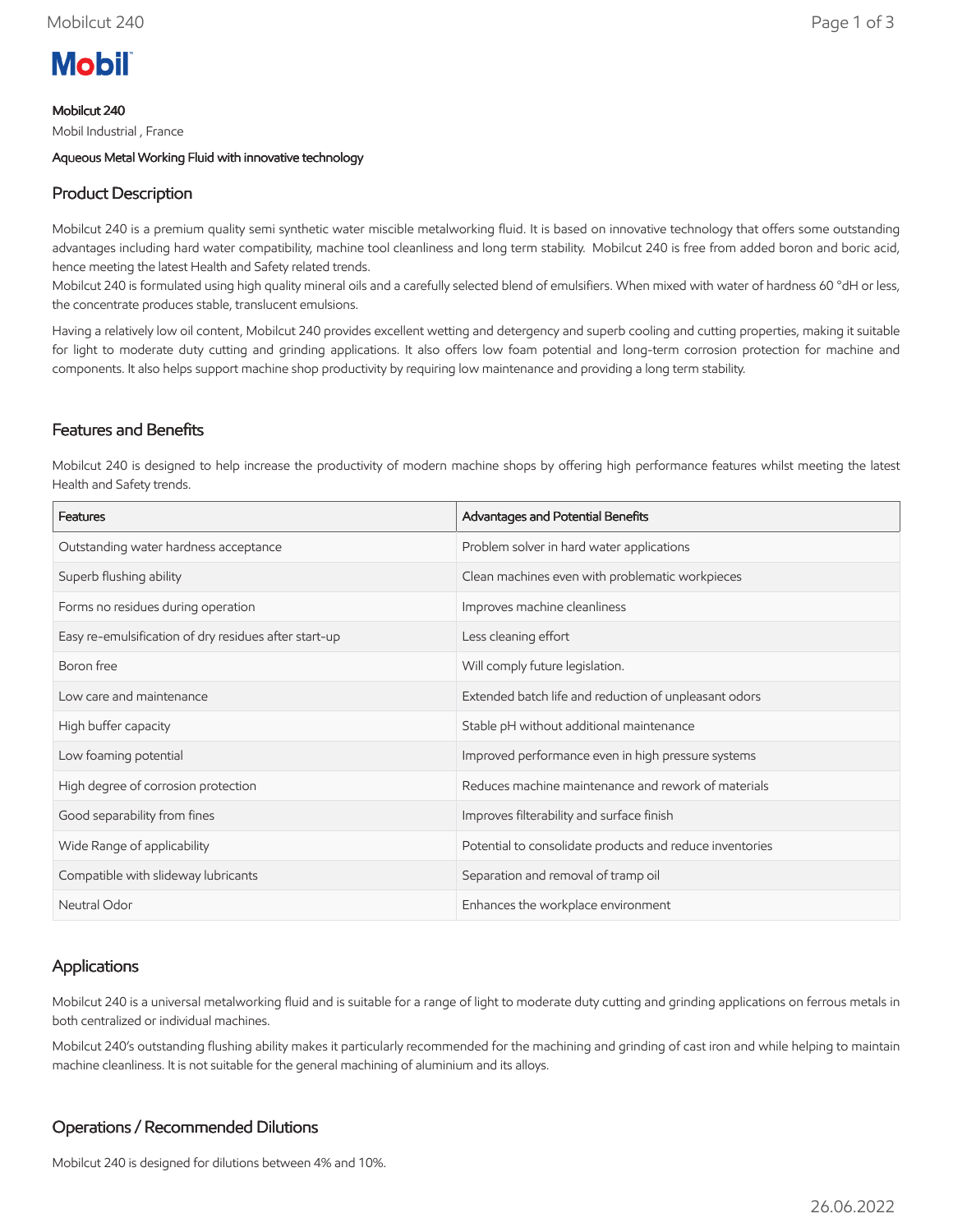**Mobilcut 240**

Mobil Industrial , France

**Aqueous Metal Working Fluid with innovative technology**

## Product Description

Mobilcut 240 is a premium quality semi synthetic water miscible metalworking fluid. It is based on innovative technology that offers some outstanding advantages including hard water compatibility, machine tool cleanliness and long term stability. Mobilcut 240 is free from added boron and boric acid, hence meeting the latest Health and Safety related trends.

Mobilcut 240 is formulated using high quality mineral oils and a carefully selected blend of emulsifiers. When mixed with water of hardness 60 °dH or less, the concentrate produces stable, translucent emulsions.

Having a relatively low oil content, Mobilcut 240 provides excellent wetting and detergency and superb cooling and cutting properties, making it suitable for light to moderate duty cutting and grinding applications. It also offers low foam potential and long-term corrosion protection for machine and components. It also helps support machine shop productivity by requiring low maintenance and providing a long term stability.

## Features and Benefits

Mobilcut 240 is designed to help increase the productivity of modern machine shops by offering high performance features whilst meeting the latest Health and Safety trends.

| Features | Advantages and Potential Benefits |
|---|---|
| Outstanding water hardness acceptance | Problem solver in hard water applications |
| Superb flushing ability | Clean machines even with problematic workpieces |
| Forms no residues during operation | Improves machine cleanliness |
| Easy re-emulsification of dry residues after start-up | Less cleaning effort |
| Boron free | Will comply future legislation. |
| Low care and maintenance | Extended batch life and reduction of unpleasant odors |
| High buffer capacity | Stable pH without additional maintenance |
| Low foaming potential | Improved performance even in high pressure systems |
| High degree of corrosion protection | Reduces machine maintenance and rework of materials |
| Good separability from fines | Improves filterability and surface finish |
| Wide Range of applicability | Potential to consolidate products and reduce inventories |
| Compatible with slideway lubricants | Separation and removal of tramp oil |
| Neutral Odor | Enhances the workplace environment |

## Applications

Mobilcut 240 is a universal metalworking fluid and is suitable for a range of light to moderate duty cutting and grinding applications on ferrous metals in both centralized or individual machines.

Mobilcut 240's outstanding flushing ability makes it particularly recommended for the machining and grinding of cast iron and while helping to maintain machine cleanliness. It is not suitable for the general machining of aluminium and its alloys.

## Operations / Recommended Dilutions

Mobilcut 240 is designed for dilutions between 4% and 10%.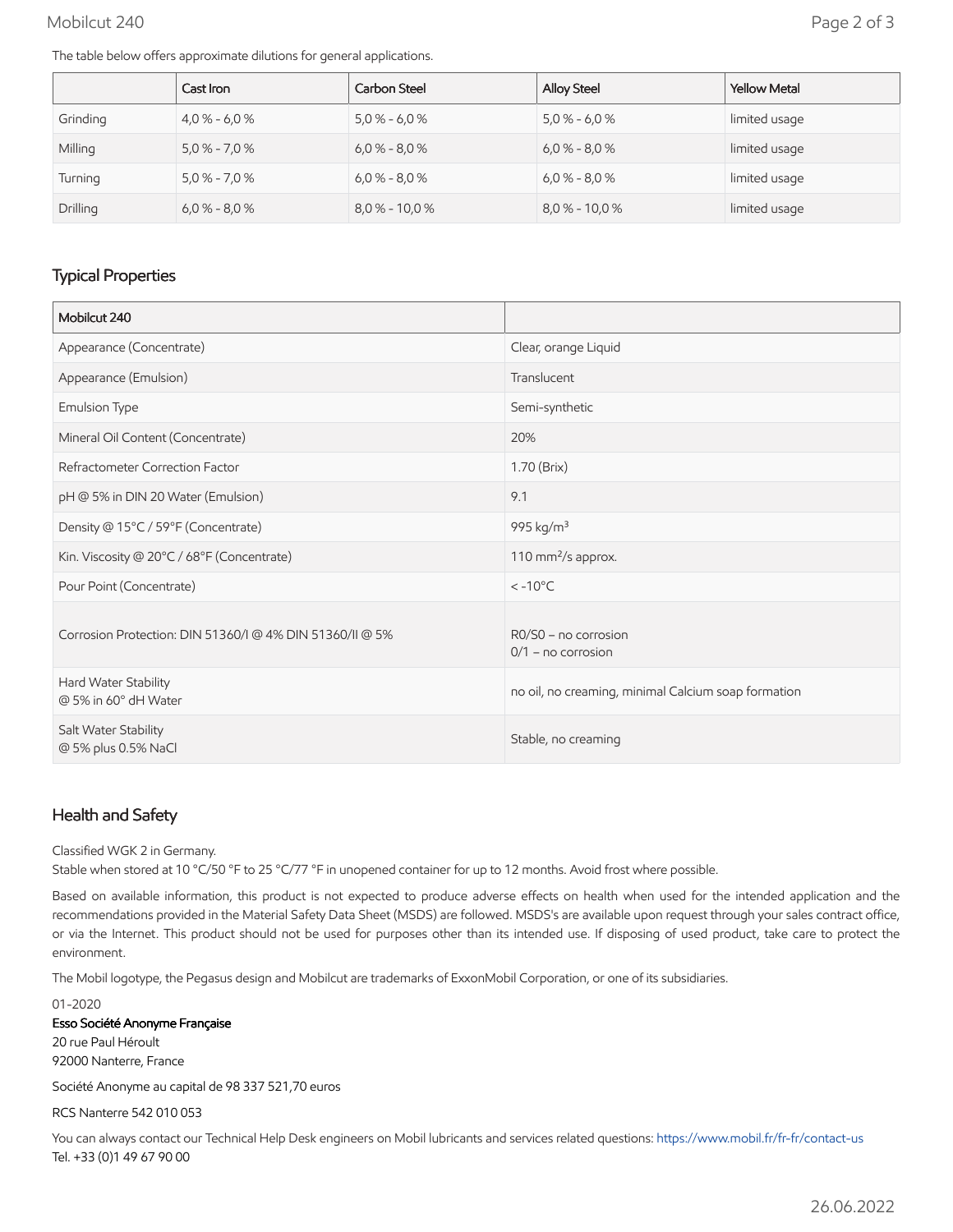The table below offers approximate dilutions for general applications.

| | Cast Iron | Carbon Steel | Alloy Steel | Yellow Metal |
|---|---|---|---|---|
| Grinding | 4,0 % - 6,0 % | 5,0 % - 6,0 % | 5,0 % - 6,0 % | limited usage |
| Milling | 5,0 % - 7,0 % | 6,0 % - 8,0 % | 6,0 % - 8,0 % | limited usage |
| Turning | 5,0 % - 7,0 % | 6,0 % - 8,0 % | 6,0 % - 8,0 % | limited usage |
| Drilling | 6,0 % - 8,0 % | 8,0 % - 10,0 % | 8,0 % - 10,0 % | limited usage |

## Typical Properties

| Mobilcut 240 | |
|---|---|
| Appearance (Concentrate) | Clear, orange Liquid |
| Appearance (Emulsion) | Translucent |
| Emulsion Type | Semi-synthetic |
| Mineral Oil Content (Concentrate) | 20% |
| Refractometer Correction Factor | 1.70 (Brix) |
| pH @ 5% in DIN 20 Water (Emulsion) | 9.1 |
| Density @ 15°C / 59°F (Concentrate) | 995 kg/m³ |
| Kin. Viscosity @ 20°C / 68°F (Concentrate) | 110 mm²/s approx. |
| Pour Point (Concentrate) | < -10°C |
| Corrosion Protection: DIN 51360/I @ 4% DIN 51360/II @ 5% | R0/S0 – no corrosion<br>0/1 – no corrosion |
| Hard Water Stability<br>@ 5% in 60° dH Water | no oil, no creaming, minimal Calcium soap formation |
| Salt Water Stability<br>@ 5% plus 0.5% NaCl | Stable, no creaming |

## Health and Safety

Classified WGK 2 in Germany.
Stable when stored at 10 °C/50 °F to 25 °C/77 °F in unopened container for up to 12 months. Avoid frost where possible.

Based on available information, this product is not expected to produce adverse effects on health when used for the intended application and the recommendations provided in the Material Safety Data Sheet (MSDS) are followed. MSDS's are available upon request through your sales contract office, or via the Internet. This product should not be used for purposes other than its intended use. If disposing of used product, take care to protect the environment.

The Mobil logotype, the Pegasus design and Mobilcut are trademarks of ExxonMobil Corporation, or one of its subsidiaries.

01-2020

**Esso Société Anonyme Française**
20 rue Paul Héroult
92000 Nanterre, France

Société Anonyme au capital de 98 337 521,70 euros

RCS Nanterre 542 010 053

You can always contact our Technical Help Desk engineers on Mobil lubricants and services related questions: https://www.mobil.fr/fr-fr/contact-us
Tel. +33 (0)1 49 67 90 00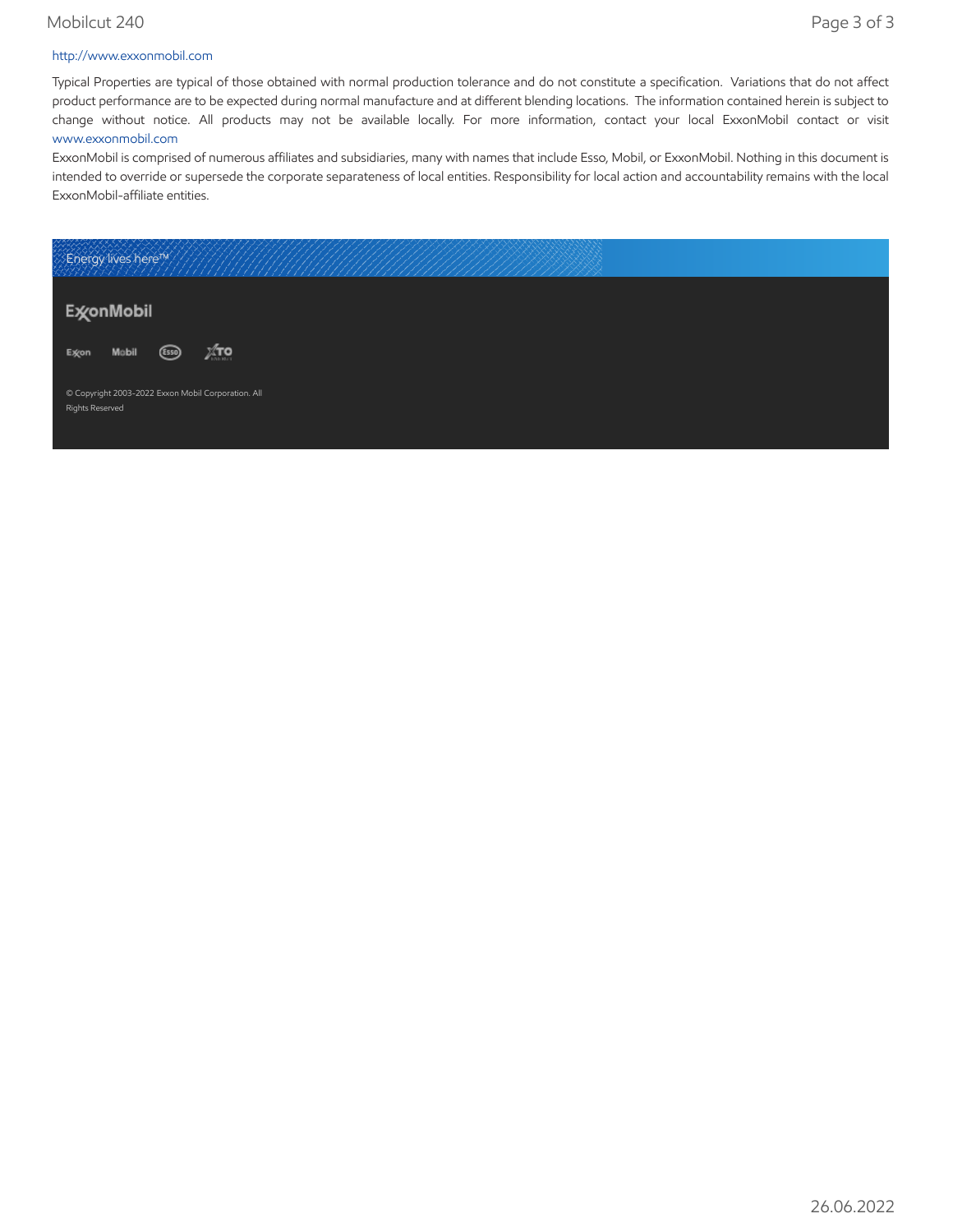http://www.exxonmobil.com

Typical Properties are typical of those obtained with normal production tolerance and do not constitute a specification. Variations that do not affect product performance are to be expected during normal manufacture and at different blending locations. The information contained herein is subject to change without notice. All products may not be available locally. For more information, contact your local ExxonMobil contact or visit www.exxonmobil.com

ExxonMobil is comprised of numerous affiliates and subsidiaries, many with names that include Esso, Mobil, or ExxonMobil. Nothing in this document is intended to override or supersede the corporate separateness of local entities. Responsibility for local action and accountability remains with the local ExxonMobil-affiliate entities.

Energy lives here™

ExxonMobil

Exxon Mobil Esso XTO

© Copyright 2003-2022 Exxon Mobil Corporation. All Rights Reserved